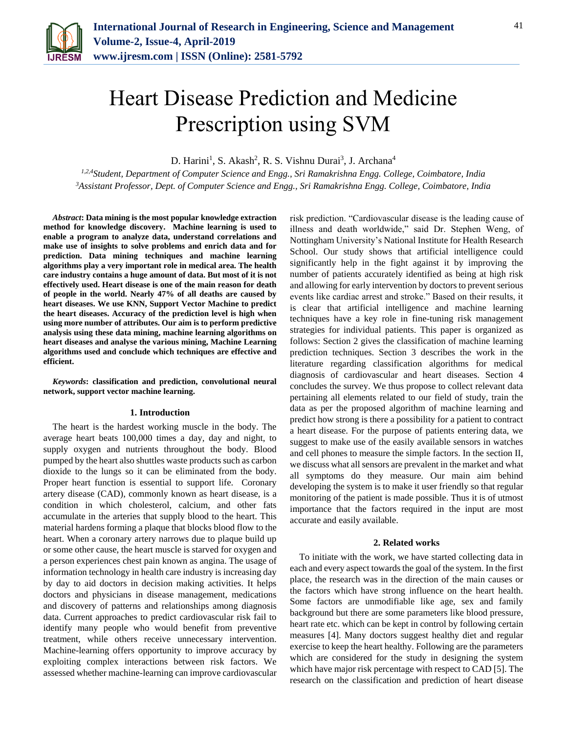# Heart Disease Prediction and Medicine Prescription using SVM

D. Harini[1], S. Akash[2], R. S. Vishnu Durai[3], J. Archana[4]

*[1,2,4]Student, Department of Computer Science and Engg., Sri Ramakrishna Engg. College, Coimbatore, India*
*[3]Assistant Professor, Dept. of Computer Science and Engg., Sri Ramakrishna Engg. College, Coimbatore, India*

***Abstract*: Data mining is the most popular knowledge extraction method for knowledge discovery. Machine learning is used to enable a program to analyze data, understand correlations and make use of insights to solve problems and enrich data and for prediction. Data mining techniques and machine learning algorithms play a very important role in medical area. The health care industry contains a huge amount of data. But most of it is not effectively used. Heart disease is one of the main reason for death of people in the world. Nearly 47% of all deaths are caused by heart diseases. We use KNN, Support Vector Machine to predict the heart diseases. Accuracy of the prediction level is high when using more number of attributes. Our aim is to perform predictive analysis using these data mining, machine learning algorithms on heart diseases and analyse the various mining, Machine Learning algorithms used and conclude which techniques are effective and efficient.**

***Keywords*: classification and prediction, convolutional neural network, support vector machine learning.**

## 1. Introduction

The heart is the hardest working muscle in the body. The average heart beats 100,000 times a day, day and night, to supply oxygen and nutrients throughout the body. Blood pumped by the heart also shuttles waste products such as carbon dioxide to the lungs so it can be eliminated from the body. Proper heart function is essential to support life. Coronary artery disease (CAD), commonly known as heart disease, is a condition in which cholesterol, calcium, and other fats accumulate in the arteries that supply blood to the heart. This material hardens forming a plaque that blocks blood flow to the heart. When a coronary artery narrows due to plaque build up or some other cause, the heart muscle is starved for oxygen and a person experiences chest pain known as angina. The usage of information technology in health care industry is increasing day by day to aid doctors in decision making activities. It helps doctors and physicians in disease management, medications and discovery of patterns and relationships among diagnosis data. Current approaches to predict cardiovascular risk fail to identify many people who would benefit from preventive treatment, while others receive unnecessary intervention. Machine-learning offers opportunity to improve accuracy by exploiting complex interactions between risk factors. We assessed whether machine-learning can improve cardiovascular risk prediction. "Cardiovascular disease is the leading cause of illness and death worldwide," said Dr. Stephen Weng, of Nottingham University's National Institute for Health Research School. Our study shows that artificial intelligence could significantly help in the fight against it by improving the number of patients accurately identified as being at high risk and allowing for early intervention by doctors to prevent serious events like cardiac arrest and stroke." Based on their results, it is clear that artificial intelligence and machine learning techniques have a key role in fine-tuning risk management strategies for individual patients. This paper is organized as follows: Section 2 gives the classification of machine learning prediction techniques. Section 3 describes the work in the literature regarding classification algorithms for medical diagnosis of cardiovascular and heart diseases. Section 4 concludes the survey. We thus propose to collect relevant data pertaining all elements related to our field of study, train the data as per the proposed algorithm of machine learning and predict how strong is there a possibility for a patient to contract a heart disease. For the purpose of patients entering data, we suggest to make use of the easily available sensors in watches and cell phones to measure the simple factors. In the section II, we discuss what all sensors are prevalent in the market and what all symptoms do they measure. Our main aim behind developing the system is to make it user friendly so that regular monitoring of the patient is made possible. Thus it is of utmost importance that the factors required in the input are most accurate and easily available.

## 2. Related works

To initiate with the work, we have started collecting data in each and every aspect towards the goal of the system. In the first place, the research was in the direction of the main causes or the factors which have strong influence on the heart health. Some factors are unmodifiable like age, sex and family background but there are some parameters like blood pressure, heart rate etc. which can be kept in control by following certain measures [4]. Many doctors suggest healthy diet and regular exercise to keep the heart healthy. Following are the parameters which are considered for the study in designing the system which have major risk percentage with respect to CAD [5]. The research on the classification and prediction of heart disease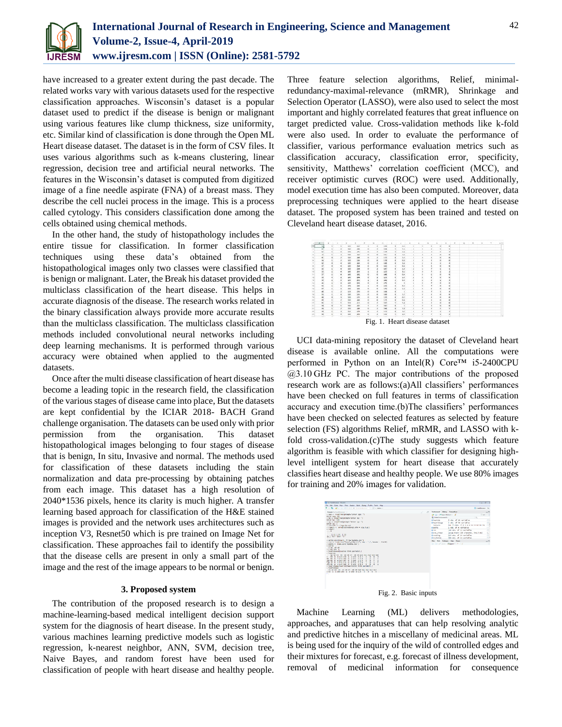have increased to a greater extent during the past decade. The related works vary with various datasets used for the respective classification approaches. Wisconsin's dataset is a popular dataset used to predict if the disease is benign or malignant using various features like clump thickness, size uniformity, etc. Similar kind of classification is done through the Open ML Heart disease dataset. The dataset is in the form of CSV files. It uses various algorithms such as k-means clustering, linear regression, decision tree and artificial neural networks. The features in the Wisconsin's dataset is computed from digitized image of a fine needle aspirate (FNA) of a breast mass. They describe the cell nuclei process in the image. This is a process called cytology. This considers classification done among the cells obtained using chemical methods.

In the other hand, the study of histopathology includes the entire tissue for classification. In former classification techniques using these data's obtained from the histopathological images only two classes were classified that is benign or malignant. Later, the Break his dataset provided the multiclass classification of the heart disease. This helps in accurate diagnosis of the disease. The research works related in the binary classification always provide more accurate results than the multiclass classification. The multiclass classification methods included convolutional neural networks including deep learning mechanisms. It is performed through various accuracy were obtained when applied to the augmented datasets.

Once after the multi disease classification of heart disease has become a leading topic in the research field, the classification of the various stages of disease came into place, But the datasets are kept confidential by the ICIAR 2018- BACH Grand challenge organisation. The datasets can be used only with prior permission from the organisation. This dataset histopathological images belonging to four stages of disease that is benign, In situ, Invasive and normal. The methods used for classification of these datasets including the stain normalization and data pre-processing by obtaining patches from each image. This dataset has a high resolution of 2040*1536 pixels, hence its clarity is much higher. A transfer learning based approach for classification of the H&E stained images is provided and the network uses architectures such as inception V3, Resnet50 which is pre trained on Image Net for classification. These approaches fail to identify the possibility that the disease cells are present in only a small part of the image and the rest of the image appears to be normal or benign.

## 3. Proposed system

The contribution of the proposed research is to design a machine-learning-based medical intelligent decision support system for the diagnosis of heart disease. In the present study, various machines learning predictive models such as logistic regression, k-nearest neighbor, ANN, SVM, decision tree, Naive Bayes, and random forest have been used for classification of people with heart disease and healthy people. Three feature selection algorithms, Relief, minimal-redundancy-maximal-relevance (mRMR), Shrinkage and Selection Operator (LASSO), were also used to select the most important and highly correlated features that great influence on target predicted value. Cross-validation methods like k-fold were also used. In order to evaluate the performance of classifier, various performance evaluation metrics such as classification accuracy, classification error, specificity, sensitivity, Matthews' correlation coefficient (MCC), and receiver optimistic curves (ROC) were used. Additionally, model execution time has also been computed. Moreover, data preprocessing techniques were applied to the heart disease dataset. The proposed system has been trained and tested on Cleveland heart disease dataset, 2016.

Fig. 1. Heart disease dataset

UCI data-mining repository the dataset of Cleveland heart disease is available online. All the computations were performed in Python on an Intel(R) Core™ i5-2400CPU @3.10 GHz PC. The major contributions of the proposed research work are as follows:(a)All classifiers' performances have been checked on full features in terms of classification accuracy and execution time.(b)The classifiers' performances have been checked on selected features as selected by feature selection (FS) algorithms Relief, mRMR, and LASSO with k-fold cross-validation.(c)The study suggests which feature algorithm is feasible with which classifier for designing high-level intelligent system for heart disease that accurately classifies heart disease and healthy people. We use 80% images for training and 20% images for validation.

Fig. 2. Basic inputs

Machine Learning (ML) delivers methodologies, approaches, and apparatuses that can help resolving analytic and predictive hitches in a miscellany of medicinal areas. ML is being used for the inquiry of the wild of controlled edges and their mixtures for forecast, e.g. forecast of illness development, removal of medicinal information for consequence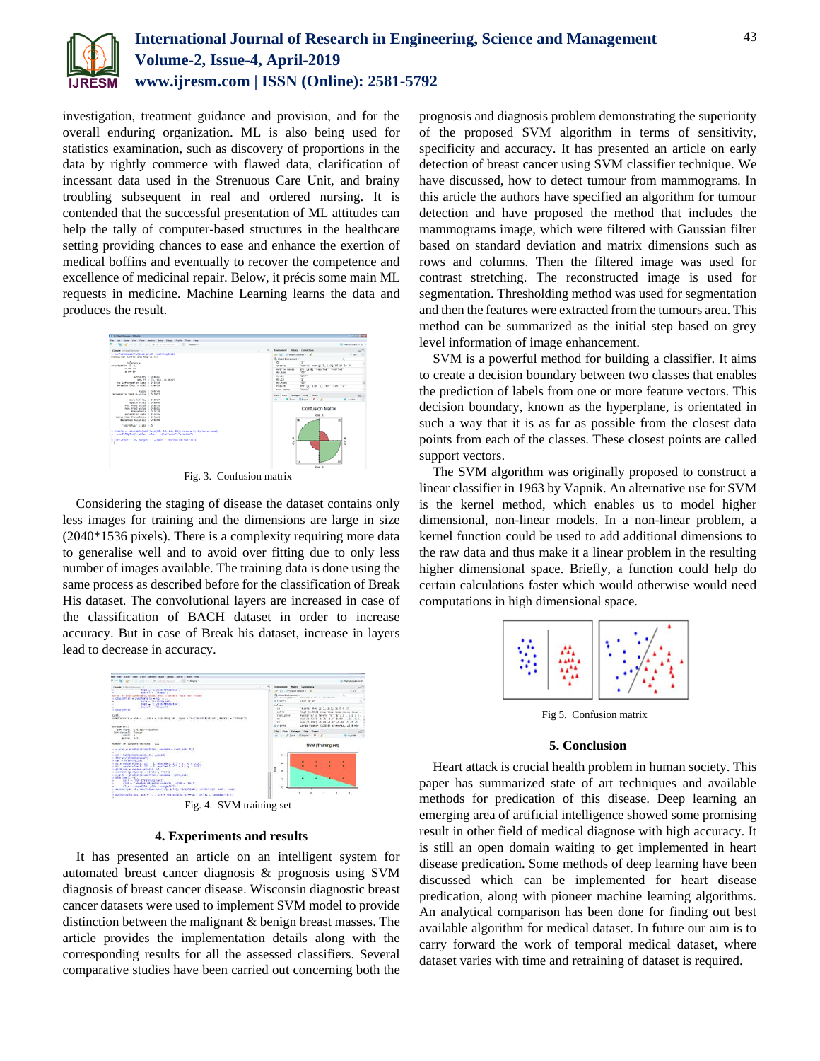investigation, treatment guidance and provision, and for the overall enduring organization. ML is also being used for statistics examination, such as discovery of proportions in the data by rightly commerce with flawed data, clarification of incessant data used in the Strenuous Care Unit, and brainy troubling subsequent in real and ordered nursing. It is contended that the successful presentation of ML attitudes can help the tally of computer-based structures in the healthcare setting providing chances to ease and enhance the exertion of medical boffins and eventually to recover the competence and excellence of medicinal repair. Below, it précis some main ML requests in medicine. Machine Learning learns the data and produces the result.

Fig. 3. Confusion matrix

Considering the staging of disease the dataset contains only less images for training and the dimensions are large in size (2040*1536 pixels). There is a complexity requiring more data to generalise well and to avoid over fitting due to only less number of images available. The training data is done using the same process as described before for the classification of Break His dataset. The convolutional layers are increased in case of the classification of BACH dataset in order to increase accuracy. But in case of Break his dataset, increase in layers lead to decrease in accuracy.

Fig. 4. SVM training set

## 4. Experiments and results

It has presented an article on an intelligent system for automated breast cancer diagnosis & prognosis using SVM diagnosis of breast cancer disease. Wisconsin diagnostic breast cancer datasets were used to implement SVM model to provide distinction between the malignant & benign breast masses. The article provides the implementation details along with the corresponding results for all the assessed classifiers. Several comparative studies have been carried out concerning both the prognosis and diagnosis problem demonstrating the superiority of the proposed SVM algorithm in terms of sensitivity, specificity and accuracy. It has presented an article on early detection of breast cancer using SVM classifier technique. We have discussed, how to detect tumour from mammograms. In this article the authors have specified an algorithm for tumour detection and have proposed the method that includes the mammograms image, which were filtered with Gaussian filter based on standard deviation and matrix dimensions such as rows and columns. Then the filtered image was used for contrast stretching. The reconstructed image is used for segmentation. Thresholding method was used for segmentation and then the features were extracted from the tumours area. This method can be summarized as the initial step based on grey level information of image enhancement.

SVM is a powerful method for building a classifier. It aims to create a decision boundary between two classes that enables the prediction of labels from one or more feature vectors. This decision boundary, known as the hyperplane, is orientated in such a way that it is as far as possible from the closest data points from each of the classes. These closest points are called support vectors.

The SVM algorithm was originally proposed to construct a linear classifier in 1963 by Vapnik. An alternative use for SVM is the kernel method, which enables us to model higher dimensional, non-linear models. In a non-linear problem, a kernel function could be used to add additional dimensions to the raw data and thus make it a linear problem in the resulting higher dimensional space. Briefly, a function could help do certain calculations faster which would otherwise would need computations in high dimensional space.

Fig 5. Confusion matrix

## 5. Conclusion

Heart attack is crucial health problem in human society. This paper has summarized state of art techniques and available methods for predication of this disease. Deep learning an emerging area of artificial intelligence showed some promising result in other field of medical diagnose with high accuracy. It is still an open domain waiting to get implemented in heart disease predication. Some methods of deep learning have been discussed which can be implemented for heart disease predication, along with pioneer machine learning algorithms. An analytical comparison has been done for finding out best available algorithm for medical dataset. In future our aim is to carry forward the work of temporal medical dataset, where dataset varies with time and retraining of dataset is required.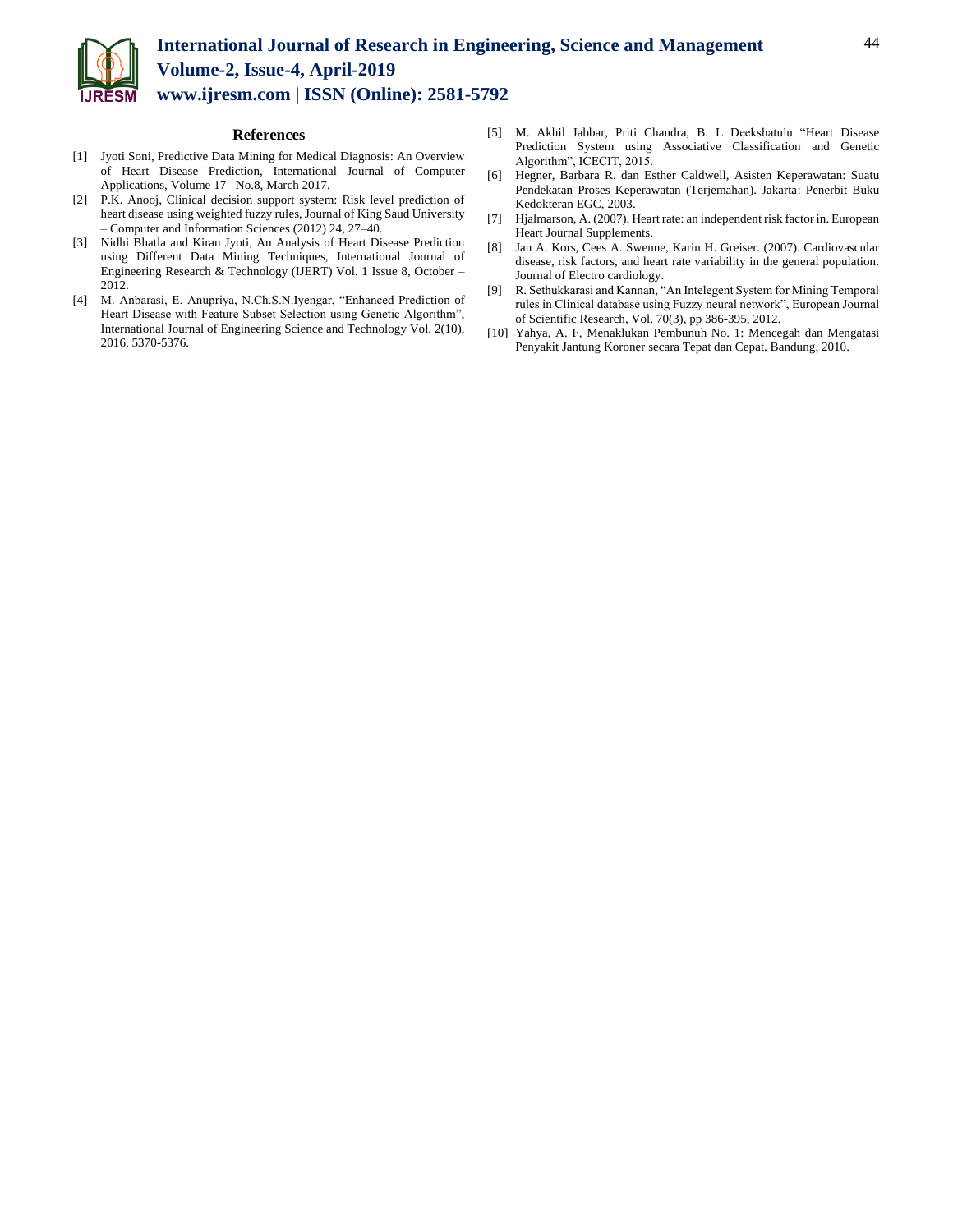## References

[1] Jyoti Soni, Predictive Data Mining for Medical Diagnosis: An Overview of Heart Disease Prediction, International Journal of Computer Applications, Volume 17– No.8, March 2017.

[2] P.K. Anooj, Clinical decision support system: Risk level prediction of heart disease using weighted fuzzy rules, Journal of King Saud University – Computer and Information Sciences (2012) 24, 27–40.

[3] Nidhi Bhatla and Kiran Jyoti, An Analysis of Heart Disease Prediction using Different Data Mining Techniques, International Journal of Engineering Research & Technology (IJERT) Vol. 1 Issue 8, October – 2012.

[4] M. Anbarasi, E. Anupriya, N.Ch.S.N.Iyengar, "Enhanced Prediction of Heart Disease with Feature Subset Selection using Genetic Algorithm", International Journal of Engineering Science and Technology Vol. 2(10), 2016, 5370-5376.

[5] M. Akhil Jabbar, Priti Chandra, B. L Deekshatulu "Heart Disease Prediction System using Associative Classification and Genetic Algorithm", ICECIT, 2015.

[6] Hegner, Barbara R. dan Esther Caldwell, Asisten Keperawatan: Suatu Pendekatan Proses Keperawatan (Terjemahan). Jakarta: Penerbit Buku Kedokteran EGC, 2003.

[7] Hjalmarson, A. (2007). Heart rate: an independent risk factor in. European Heart Journal Supplements.

[8] Jan A. Kors, Cees A. Swenne, Karin H. Greiser. (2007). Cardiovascular disease, risk factors, and heart rate variability in the general population. Journal of Electro cardiology.

[9] R. Sethukkarasi and Kannan, "An Intelegent System for Mining Temporal rules in Clinical database using Fuzzy neural network", European Journal of Scientific Research, Vol. 70(3), pp 386-395, 2012.

[10] Yahya, A. F, Menaklukan Pembunuh No. 1: Mencegah dan Mengatasi Penyakit Jantung Koroner secara Tepat dan Cepat. Bandung, 2010.